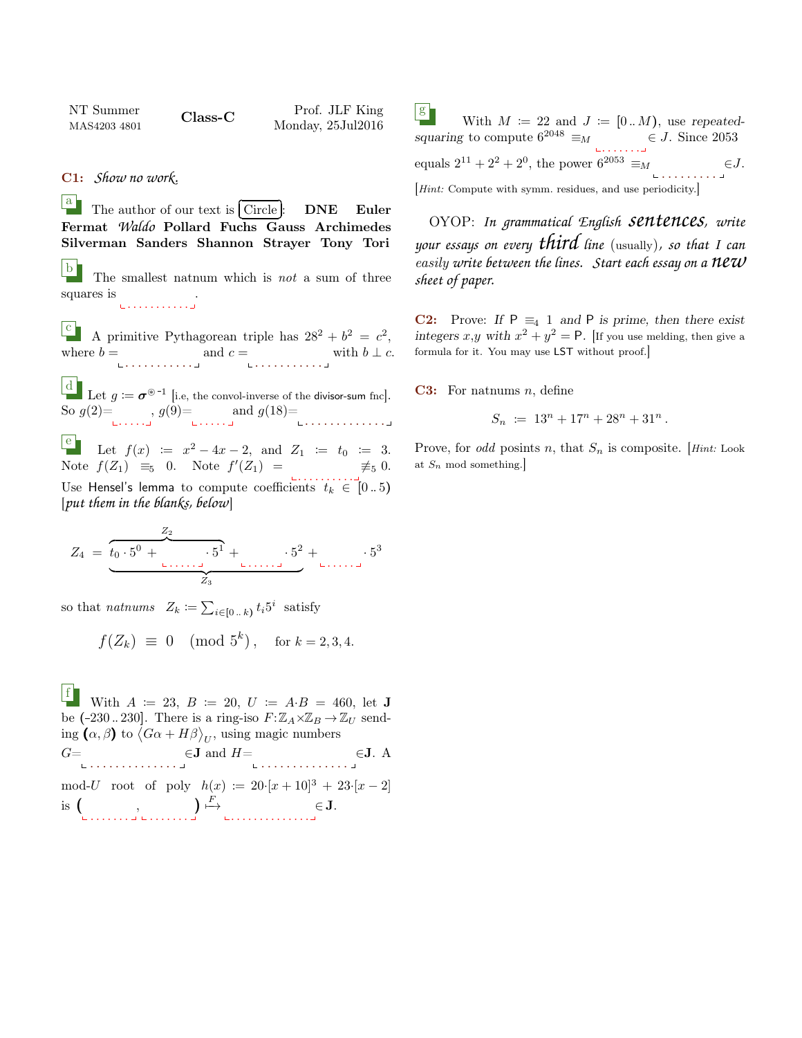NT Summer MAS4203 4801 **Class-C** Prof. JLF King Monday, 25Jul2016

**C1:** *Show no work.*

**a** The author of our text is [Circle]: **DNE Euler Fermat** *Waldo* **Pollard Fuchs Gauss Archimedes Silverman Sanders Shannon Strayer Tony Tori**

**b** The smallest natnum which is *not* a sum of three squares is ............ .

**c** A primitive Pythagorean triple has $28^2 + b^2 = c^2$, where $b =$ ............ and $c =$ ............ with $b \perp c$.

**d** Let $g := \boldsymbol{\sigma}^{\circledast -1}$ [i.e, the convol-inverse of the divisor-sum fnc]. So $g(2)=$ ......, $g(9)=$ ...... and $g(18)=$ ............

**e** Let $f(x) := x^2 - 4x - 2$, and $Z_1 := t_0 := 3$. Note $f(Z_1) \equiv_5 0$. Note $f'(Z_1) =$ .......... $\not\equiv_5 0$. Use Hensel's lemma to compute coefficients $t_k \in [0 .. 5)$ [*put them in the blanks, below*]

$$Z_4 = \underbrace{\overbrace{t_0 \cdot 5^0 + \underline{\quad\quad} \cdot 5^1}^{Z_2} + \underline{\quad\quad} \cdot 5^2}_{Z_3} + \underline{\quad\quad} \cdot 5^3$$

so that *natnums* $Z_k := \sum_{i \in [0..k)} t_i 5^i$ satisfy

$$f(Z_k) \equiv 0 \pmod{5^k}, \quad \text{for } k = 2, 3, 4.$$

**f** With $A := 23$, $B := 20$, $U := A \cdot B = 460$, let $\mathbf{J}$ be $(-230 .. 230]$. There is a ring-iso $F : \mathbb{Z}_A \times \mathbb{Z}_B \to \mathbb{Z}_U$ sending $(\alpha, \beta)$ to $\langle G\alpha + H\beta \rangle_U$, using magic numbers $G=$ ............... $\in \mathbf{J}$ and $H=$ ............... $\in \mathbf{J}$. A mod-$U$ root of poly $h(x) := 20 \cdot [x + 10]^3 + 23 \cdot [x - 2]$ is ( ........ , ........ ) $\overset{F}{\mapsto}$ ............... $\in \mathbf{J}$.

**g** With $M := 22$ and $J := [0 .. M)$, use *repeated-squaring* to compute $6^{2048} \equiv_M$ ........ $\in J$. Since 2053 equals $2^{11} + 2^2 + 2^0$, the power $6^{2053} \equiv_M$ .......... $\in J$.

[*Hint:* Compute with symm. residues, and use periodicity.]

OYOP: *In grammatical English **sentences**, write your essays on every **third** line* (usually), *so that I can easily write between the lines. Start each essay on a **new** sheet of paper.*

**C2:** Prove: *If* $\mathsf{P} \equiv_4 1$ *and* $\mathsf{P}$ *is prime, then there exist integers* $x$,$y$ *with* $x^2 + y^2 = \mathsf{P}$. [If you use melding, then give a formula for it. You may use LST without proof.]

**C3:** For natnums $n$, define

$$S_n := 13^n + 17^n + 28^n + 31^n .$$

Prove, for *odd* posints $n$, that $S_n$ is composite. [*Hint:* Look at $S_n$ mod something.]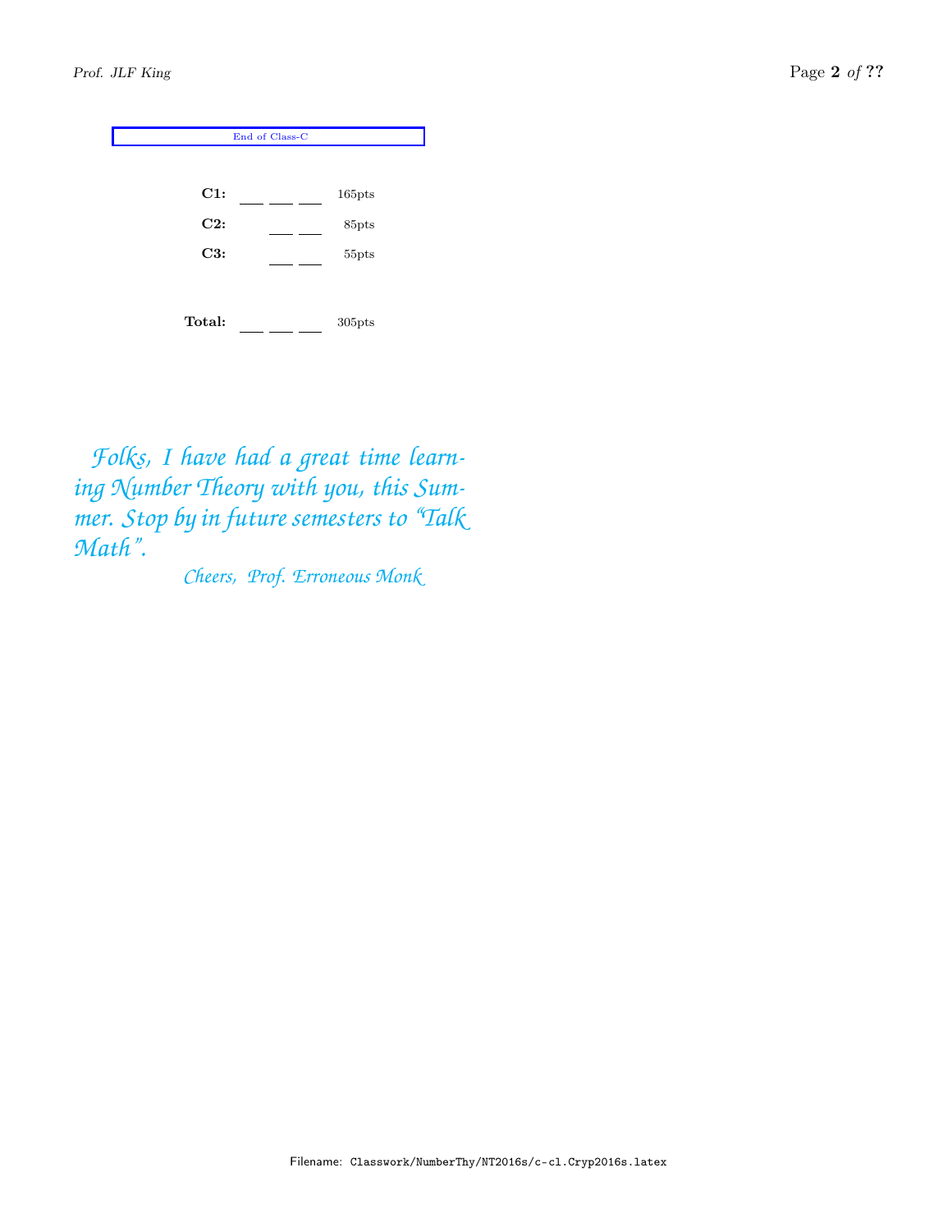End of Class-C

| | | |
|---|---|---|
| **C1:** | ___ ___ ___ | 165pts |
| **C2:** | ___ ___ | 85pts |
| **C3:** | ___ ___ | 55pts |
| **Total:** | ___ ___ ___ | 305pts |

*Folks, I have had a great time learning Number Theory with you, this Summer. Stop by in future semesters to "Talk Math".*

*Cheers, Prof. Erroneous Monk*

Filename: Classwork/NumberThy/NT2016s/c-cl.Cryp2016s.latex